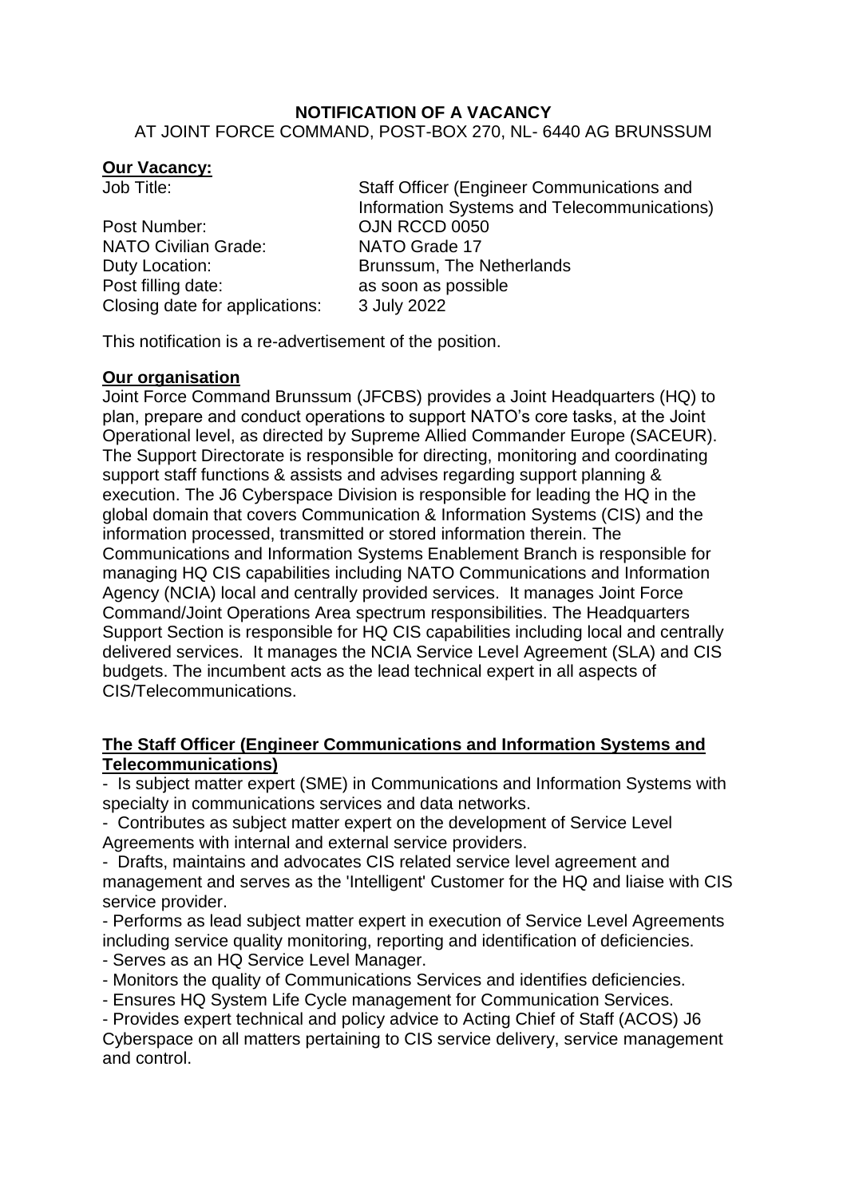# NOTIFICATION OF A VACANCY

AT JOINT FORCE COMMAND, POST-BOX 270, NL- 6440 AG BRUNSSUM

## Our Vacancy:

| | |
|---|---|
| Job Title: | Staff Officer (Engineer Communications and Information Systems and Telecommunications) |
| Post Number: | OJN RCCD 0050 |
| NATO Civilian Grade: | NATO Grade 17 |
| Duty Location: | Brunssum, The Netherlands |
| Post filling date: | as soon as possible |
| Closing date for applications: | 3 July 2022 |

This notification is a re-advertisement of the position.

## Our organisation

Joint Force Command Brunssum (JFCBS) provides a Joint Headquarters (HQ) to plan, prepare and conduct operations to support NATO's core tasks, at the Joint Operational level, as directed by Supreme Allied Commander Europe (SACEUR). The Support Directorate is responsible for directing, monitoring and coordinating support staff functions & assists and advises regarding support planning & execution. The J6 Cyberspace Division is responsible for leading the HQ in the global domain that covers Communication & Information Systems (CIS) and the information processed, transmitted or stored information therein. The Communications and Information Systems Enablement Branch is responsible for managing HQ CIS capabilities including NATO Communications and Information Agency (NCIA) local and centrally provided services. It manages Joint Force Command/Joint Operations Area spectrum responsibilities. The Headquarters Support Section is responsible for HQ CIS capabilities including local and centrally delivered services. It manages the NCIA Service Level Agreement (SLA) and CIS budgets. The incumbent acts as the lead technical expert in all aspects of CIS/Telecommunications.

## The Staff Officer (Engineer Communications and Information Systems and Telecommunications)

- Is subject matter expert (SME) in Communications and Information Systems with specialty in communications services and data networks.
- Contributes as subject matter expert on the development of Service Level Agreements with internal and external service providers.
- Drafts, maintains and advocates CIS related service level agreement and management and serves as the 'Intelligent' Customer for the HQ and liaise with CIS service provider.
- Performs as lead subject matter expert in execution of Service Level Agreements including service quality monitoring, reporting and identification of deficiencies.
- Serves as an HQ Service Level Manager.
- Monitors the quality of Communications Services and identifies deficiencies.
- Ensures HQ System Life Cycle management for Communication Services.
- Provides expert technical and policy advice to Acting Chief of Staff (ACOS) J6 Cyberspace on all matters pertaining to CIS service delivery, service management and control.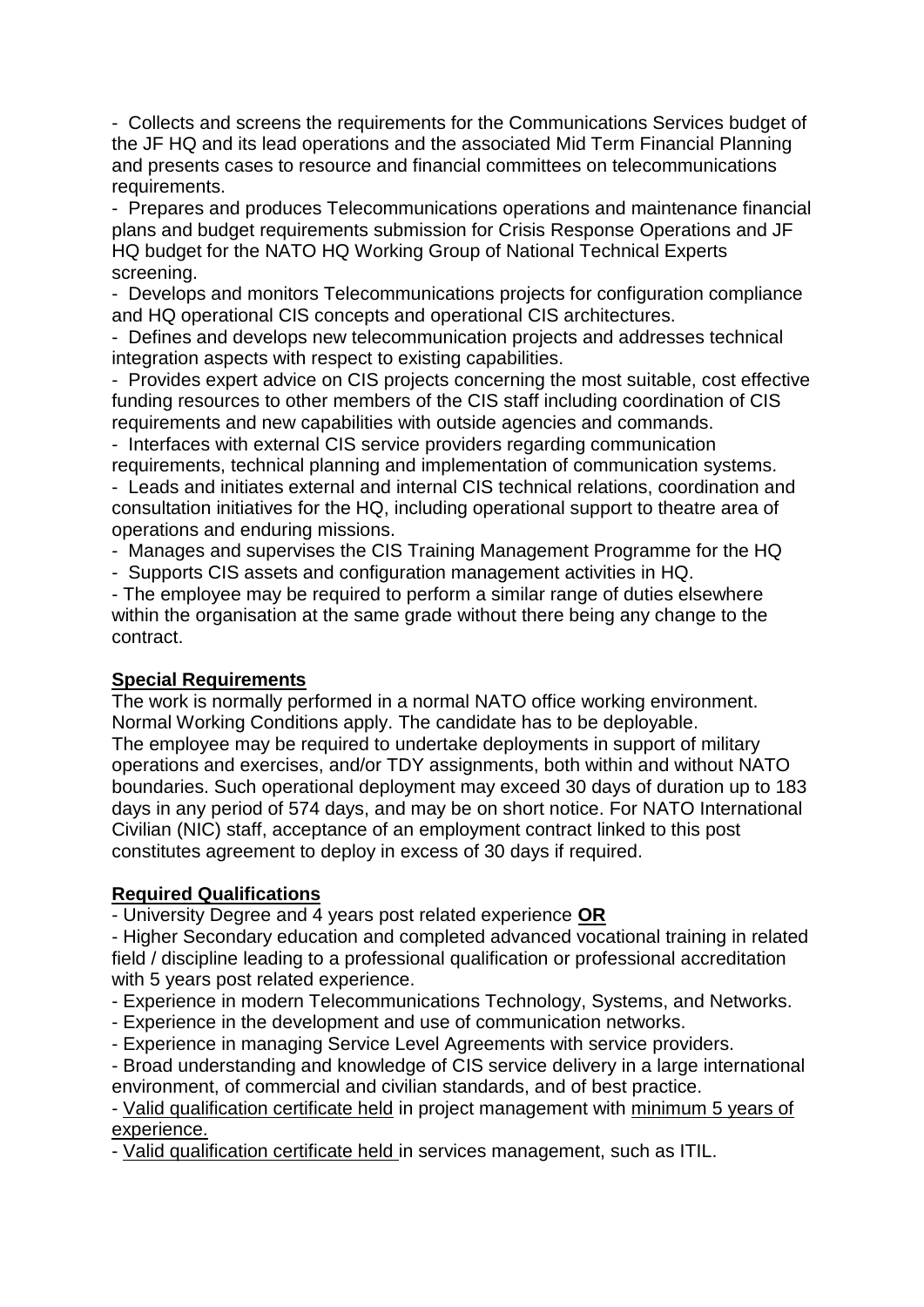- Collects and screens the requirements for the Communications Services budget of the JF HQ and its lead operations and the associated Mid Term Financial Planning and presents cases to resource and financial committees on telecommunications requirements.
- Prepares and produces Telecommunications operations and maintenance financial plans and budget requirements submission for Crisis Response Operations and JF HQ budget for the NATO HQ Working Group of National Technical Experts screening.
- Develops and monitors Telecommunications projects for configuration compliance and HQ operational CIS concepts and operational CIS architectures.
- Defines and develops new telecommunication projects and addresses technical integration aspects with respect to existing capabilities.
- Provides expert advice on CIS projects concerning the most suitable, cost effective funding resources to other members of the CIS staff including coordination of CIS requirements and new capabilities with outside agencies and commands.
- Interfaces with external CIS service providers regarding communication requirements, technical planning and implementation of communication systems.
- Leads and initiates external and internal CIS technical relations, coordination and consultation initiatives for the HQ, including operational support to theatre area of operations and enduring missions.
- Manages and supervises the CIS Training Management Programme for the HQ
- Supports CIS assets and configuration management activities in HQ.
- The employee may be required to perform a similar range of duties elsewhere within the organisation at the same grade without there being any change to the contract.

## Special Requirements

The work is normally performed in a normal NATO office working environment. Normal Working Conditions apply. The candidate has to be deployable.
The employee may be required to undertake deployments in support of military operations and exercises, and/or TDY assignments, both within and without NATO boundaries. Such operational deployment may exceed 30 days of duration up to 183 days in any period of 574 days, and may be on short notice. For NATO International Civilian (NIC) staff, acceptance of an employment contract linked to this post constitutes agreement to deploy in excess of 30 days if required.

## Required Qualifications

- University Degree and 4 years post related experience **OR**
- Higher Secondary education and completed advanced vocational training in related field / discipline leading to a professional qualification or professional accreditation with 5 years post related experience.
- Experience in modern Telecommunications Technology, Systems, and Networks.
- Experience in the development and use of communication networks.
- Experience in managing Service Level Agreements with service providers.
- Broad understanding and knowledge of CIS service delivery in a large international environment, of commercial and civilian standards, and of best practice.
- Valid qualification certificate held in project management with minimum 5 years of experience.
- Valid qualification certificate held in services management, such as ITIL.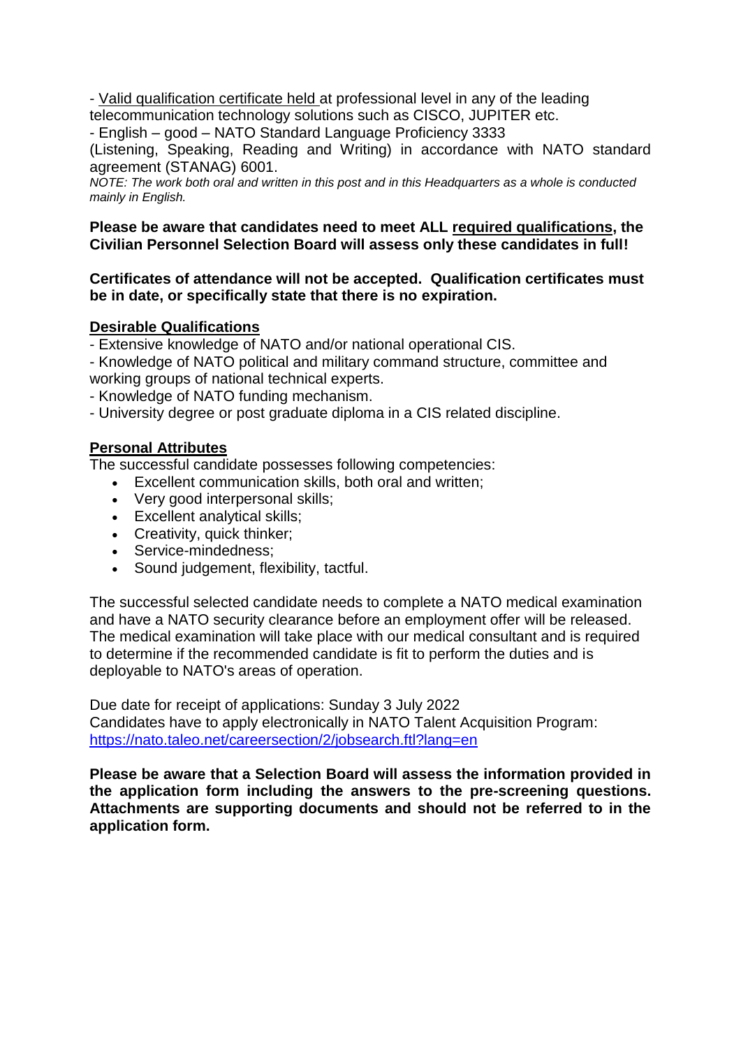- Valid qualification certificate held at professional level in any of the leading telecommunication technology solutions such as CISCO, JUPITER etc.
- English – good – NATO Standard Language Proficiency 3333 (Listening, Speaking, Reading and Writing) in accordance with NATO standard agreement (STANAG) 6001.

*NOTE: The work both oral and written in this post and in this Headquarters as a whole is conducted mainly in English.*

**Please be aware that candidates need to meet ALL required qualifications, the Civilian Personnel Selection Board will assess only these candidates in full!**

**Certificates of attendance will not be accepted. Qualification certificates must be in date, or specifically state that there is no expiration.**

## Desirable Qualifications

- Extensive knowledge of NATO and/or national operational CIS.
- Knowledge of NATO political and military command structure, committee and working groups of national technical experts.
- Knowledge of NATO funding mechanism.
- University degree or post graduate diploma in a CIS related discipline.

## Personal Attributes

The successful candidate possesses following competencies:

- Excellent communication skills, both oral and written;
- Very good interpersonal skills;
- Excellent analytical skills;
- Creativity, quick thinker;
- Service-mindedness;
- Sound judgement, flexibility, tactful.

The successful selected candidate needs to complete a NATO medical examination and have a NATO security clearance before an employment offer will be released. The medical examination will take place with our medical consultant and is required to determine if the recommended candidate is fit to perform the duties and is deployable to NATO's areas of operation.

Due date for receipt of applications: Sunday 3 July 2022
Candidates have to apply electronically in NATO Talent Acquisition Program:
https://nato.taleo.net/careersection/2/jobsearch.ftl?lang=en

**Please be aware that a Selection Board will assess the information provided in the application form including the answers to the pre-screening questions. Attachments are supporting documents and should not be referred to in the application form.**